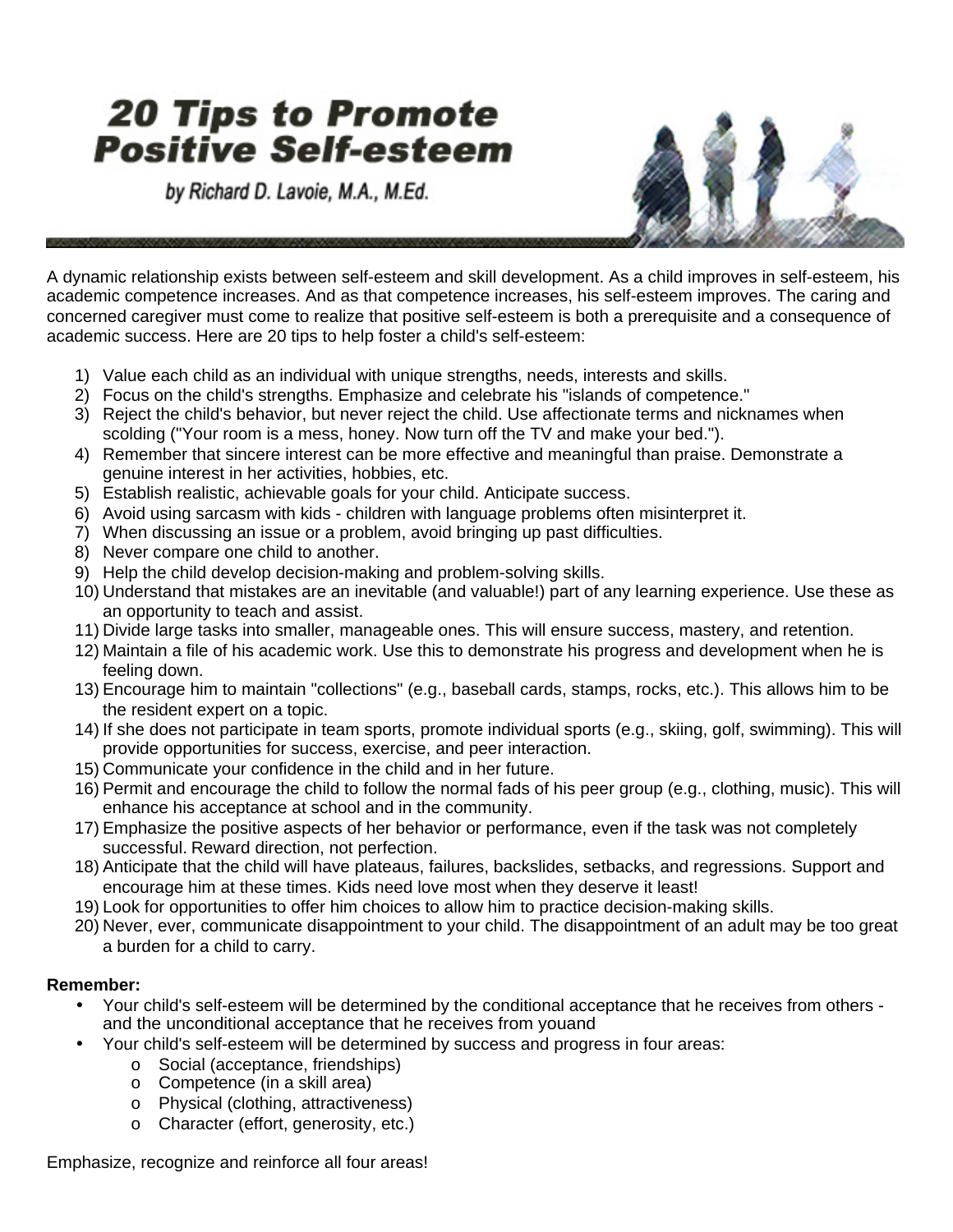# 20 Tips to Promote Positive Self-esteem

*by Richard D. Lavoie, M.A., M.Ed.*

A dynamic relationship exists between self-esteem and skill development. As a child improves in self-esteem, his academic competence increases. And as that competence increases, his self-esteem improves. The caring and concerned caregiver must come to realize that positive self-esteem is both a prerequisite and a consequence of academic success. Here are 20 tips to help foster a child's self-esteem:

1) Value each child as an individual with unique strengths, needs, interests and skills.
2) Focus on the child's strengths. Emphasize and celebrate his "islands of competence."
3) Reject the child's behavior, but never reject the child. Use affectionate terms and nicknames when scolding ("Your room is a mess, honey. Now turn off the TV and make your bed.").
4) Remember that sincere interest can be more effective and meaningful than praise. Demonstrate a genuine interest in her activities, hobbies, etc.
5) Establish realistic, achievable goals for your child. Anticipate success.
6) Avoid using sarcasm with kids - children with language problems often misinterpret it.
7) When discussing an issue or a problem, avoid bringing up past difficulties.
8) Never compare one child to another.
9) Help the child develop decision-making and problem-solving skills.
10) Understand that mistakes are an inevitable (and valuable!) part of any learning experience. Use these as an opportunity to teach and assist.
11) Divide large tasks into smaller, manageable ones. This will ensure success, mastery, and retention.
12) Maintain a file of his academic work. Use this to demonstrate his progress and development when he is feeling down.
13) Encourage him to maintain "collections" (e.g., baseball cards, stamps, rocks, etc.). This allows him to be the resident expert on a topic.
14) If she does not participate in team sports, promote individual sports (e.g., skiing, golf, swimming). This will provide opportunities for success, exercise, and peer interaction.
15) Communicate your confidence in the child and in her future.
16) Permit and encourage the child to follow the normal fads of his peer group (e.g., clothing, music). This will enhance his acceptance at school and in the community.
17) Emphasize the positive aspects of her behavior or performance, even if the task was not completely successful. Reward direction, not perfection.
18) Anticipate that the child will have plateaus, failures, backslides, setbacks, and regressions. Support and encourage him at these times. Kids need love most when they deserve it least!
19) Look for opportunities to offer him choices to allow him to practice decision-making skills.
20) Never, ever, communicate disappointment to your child. The disappointment of an adult may be too great a burden for a child to carry.

**Remember:**

- Your child's self-esteem will be determined by the conditional acceptance that he receives from others - and the unconditional acceptance that he receives from youand
- Your child's self-esteem will be determined by success and progress in four areas:
    - Social (acceptance, friendships)
    - Competence (in a skill area)
    - Physical (clothing, attractiveness)
    - Character (effort, generosity, etc.)

Emphasize, recognize and reinforce all four areas!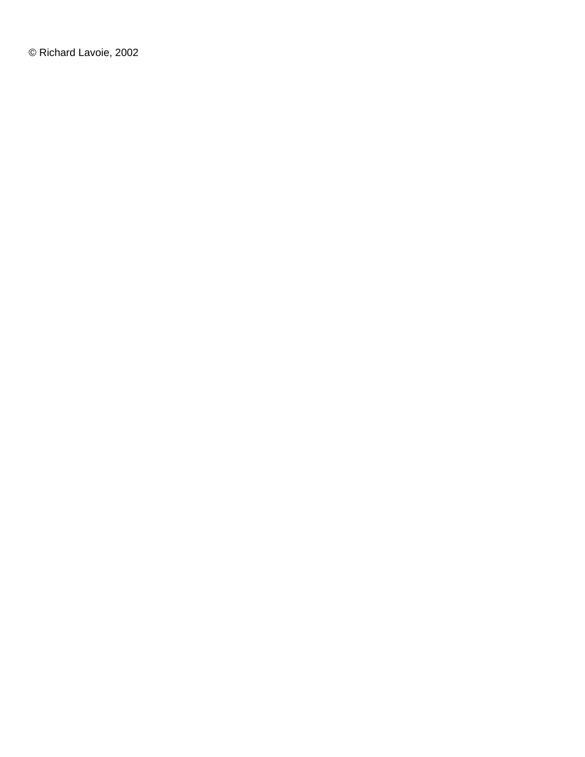© Richard Lavoie, 2002